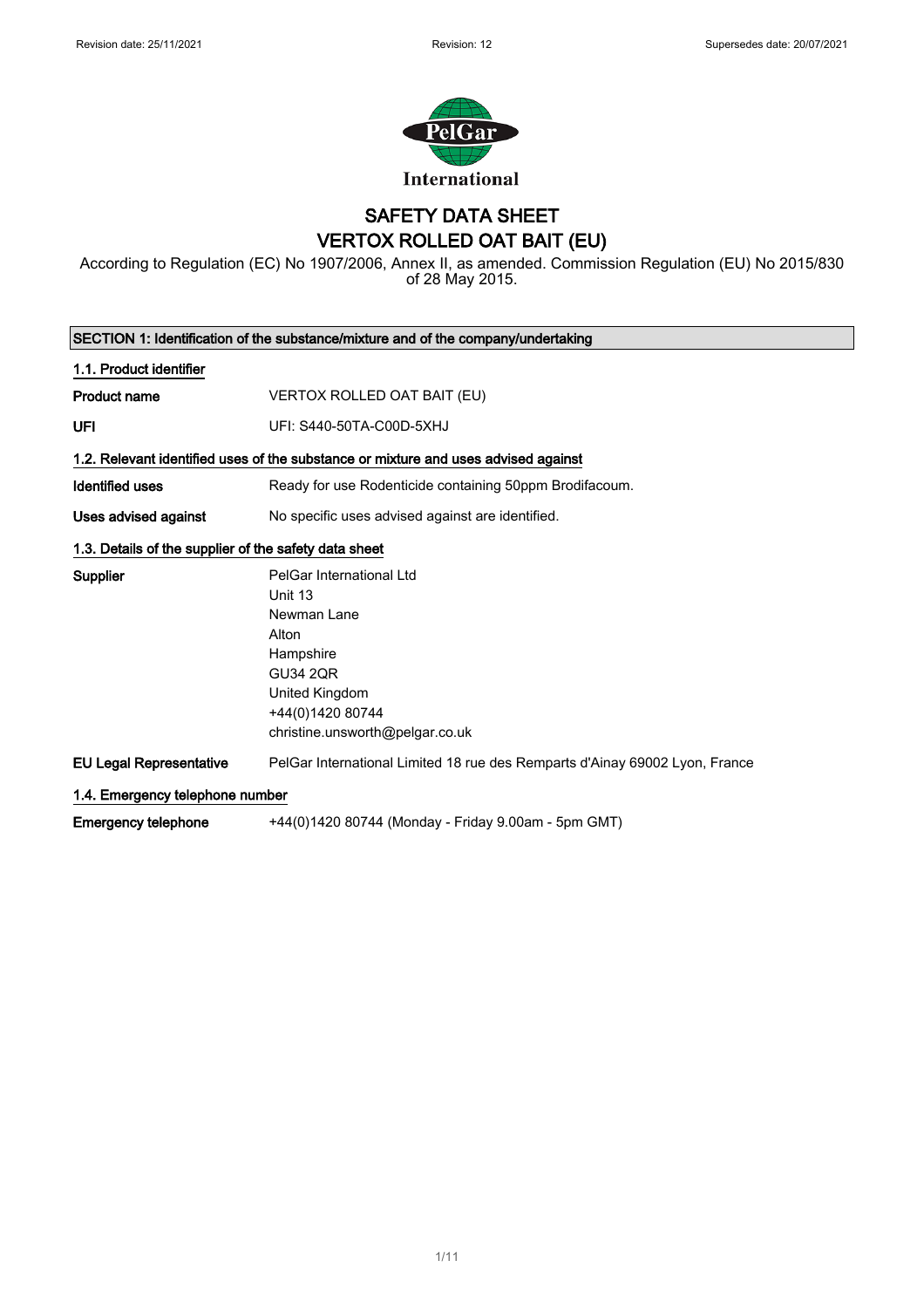Revision date: 25/11/2021 Revision: 12 Supersedes date: 20/07/2021

PelGar International

# SAFETY DATA SHEET
# VERTOX ROLLED OAT BAIT (EU)

According to Regulation (EC) No 1907/2006, Annex II, as amended. Commission Regulation (EU) No 2015/830 of 28 May 2015.

## SECTION 1: Identification of the substance/mixture and of the company/undertaking

### 1.1. Product identifier

| | |
|---|---|
| **Product name** | VERTOX ROLLED OAT BAIT (EU) |
| **UFI** | UFI: S440-50TA-C00D-5XHJ |

### 1.2. Relevant identified uses of the substance or mixture and uses advised against

| | |
|---|---|
| **Identified uses** | Ready for use Rodenticide containing 50ppm Brodifacoum. |
| **Uses advised against** | No specific uses advised against are identified. |

### 1.3. Details of the supplier of the safety data sheet

| | |
|---|---|
| **Supplier** | PelGar International Ltd<br>Unit 13<br>Newman Lane<br>Alton<br>Hampshire<br>GU34 2QR<br>United Kingdom<br>+44(0)1420 80744<br>christine.unsworth@pelgar.co.uk |
| **EU Legal Representative** | PelGar International Limited 18 rue des Remparts d'Ainay 69002 Lyon, France |

### 1.4. Emergency telephone number

| | |
|---|---|
| **Emergency telephone** | +44(0)1420 80744 (Monday - Friday 9.00am - 5pm GMT) |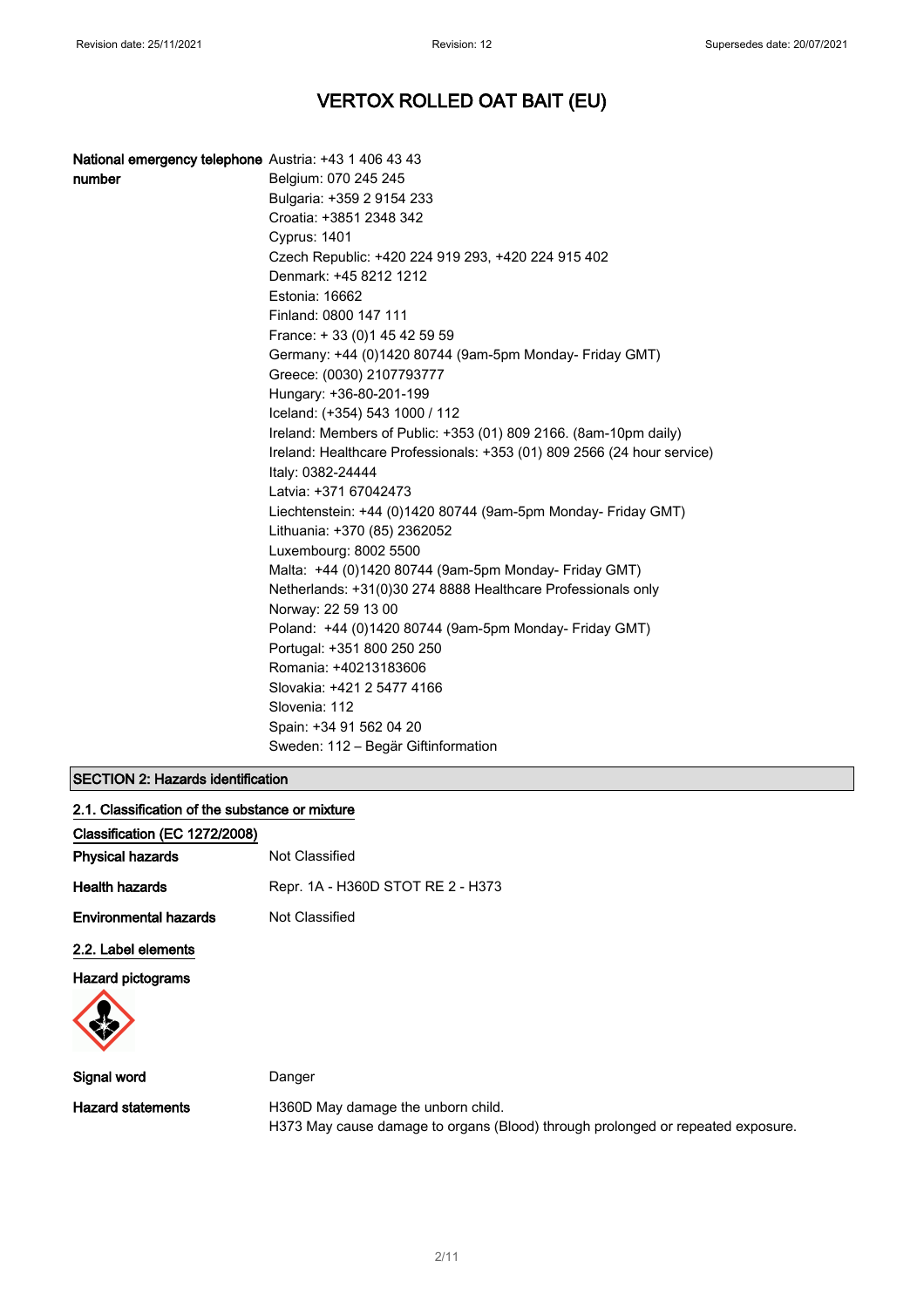# VERTOX ROLLED OAT BAIT (EU)

| | |
|---|---|
| **National emergency telephone number** | Austria: +43 1 406 43 43<br>Belgium: 070 245 245<br>Bulgaria: +359 2 9154 233<br>Croatia: +3851 2348 342<br>Cyprus: 1401<br>Czech Republic: +420 224 919 293, +420 224 915 402<br>Denmark: +45 8212 1212<br>Estonia: 16662<br>Finland: 0800 147 111<br>France: + 33 (0)1 45 42 59 59<br>Germany: +44 (0)1420 80744 (9am-5pm Monday- Friday GMT)<br>Greece: (0030) 2107793777<br>Hungary: +36-80-201-199<br>Iceland: (+354) 543 1000 / 112<br>Ireland: Members of Public: +353 (01) 809 2166. (8am-10pm daily)<br>Ireland: Healthcare Professionals: +353 (01) 809 2566 (24 hour service)<br>Italy: 0382-24444<br>Latvia: +371 67042473<br>Liechtenstein: +44 (0)1420 80744 (9am-5pm Monday- Friday GMT)<br>Lithuania: +370 (85) 2362052<br>Luxembourg: 8002 5500<br>Malta: +44 (0)1420 80744 (9am-5pm Monday- Friday GMT)<br>Netherlands: +31(0)30 274 8888 Healthcare Professionals only<br>Norway: 22 59 13 00<br>Poland: +44 (0)1420 80744 (9am-5pm Monday- Friday GMT)<br>Portugal: +351 800 250 250<br>Romania: +40213183606<br>Slovakia: +421 2 5477 4166<br>Slovenia: 112<br>Spain: +34 91 562 04 20<br>Sweden: 112 – Begär Giftinformation |

## SECTION 2: Hazards identification

### 2.1. Classification of the substance or mixture

**Classification (EC 1272/2008)**

| | |
|---|---|
| **Physical hazards** | Not Classified |
| **Health hazards** | Repr. 1A - H360D STOT RE 2 - H373 |
| **Environmental hazards** | Not Classified |

### 2.2. Label elements

**Hazard pictograms**

| | |
|---|---|
| **Signal word** | Danger |
| **Hazard statements** | H360D May damage the unborn child.<br>H373 May cause damage to organs (Blood) through prolonged or repeated exposure. |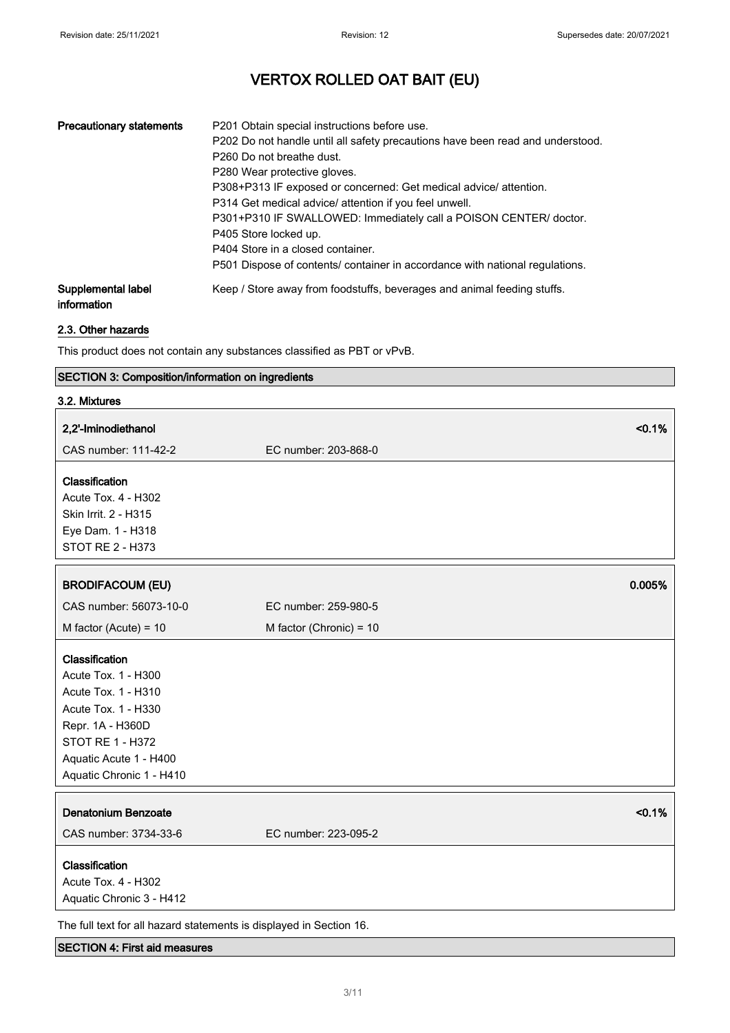| | |
|---|---|
| **Precautionary statements** | P201 Obtain special instructions before use.<br>P202 Do not handle until all safety precautions have been read and understood.<br>P260 Do not breathe dust.<br>P280 Wear protective gloves.<br>P308+P313 IF exposed or concerned: Get medical advice/ attention.<br>P314 Get medical advice/ attention if you feel unwell.<br>P301+P310 IF SWALLOWED: Immediately call a POISON CENTER/ doctor.<br>P405 Store locked up.<br>P404 Store in a closed container.<br>P501 Dispose of contents/ container in accordance with national regulations. |
| **Supplemental label information** | Keep / Store away from foodstuffs, beverages and animal feeding stuffs. |

### 2.3. Other hazards

This product does not contain any substances classified as PBT or vPvB.

## SECTION 3: Composition/information on ingredients

### 3.2. Mixtures

**2,2'-Iminodiethanol** — <0.1%

CAS number: 111-42-2 — EC number: 203-868-0

**Classification**
Acute Tox. 4 - H302
Skin Irrit. 2 - H315
Eye Dam. 1 - H318
STOT RE 2 - H373

**BRODIFACOUM (EU)** — 0.005%

CAS number: 56073-10-0 — EC number: 259-980-5

M factor (Acute) = 10 — M factor (Chronic) = 10

**Classification**
Acute Tox. 1 - H300
Acute Tox. 1 - H310
Acute Tox. 1 - H330
Repr. 1A - H360D
STOT RE 1 - H372
Aquatic Acute 1 - H400
Aquatic Chronic 1 - H410

**Denatonium Benzoate** — <0.1%

CAS number: 3734-33-6 — EC number: 223-095-2

**Classification**
Acute Tox. 4 - H302
Aquatic Chronic 3 - H412

The full text for all hazard statements is displayed in Section 16.

## SECTION 4: First aid measures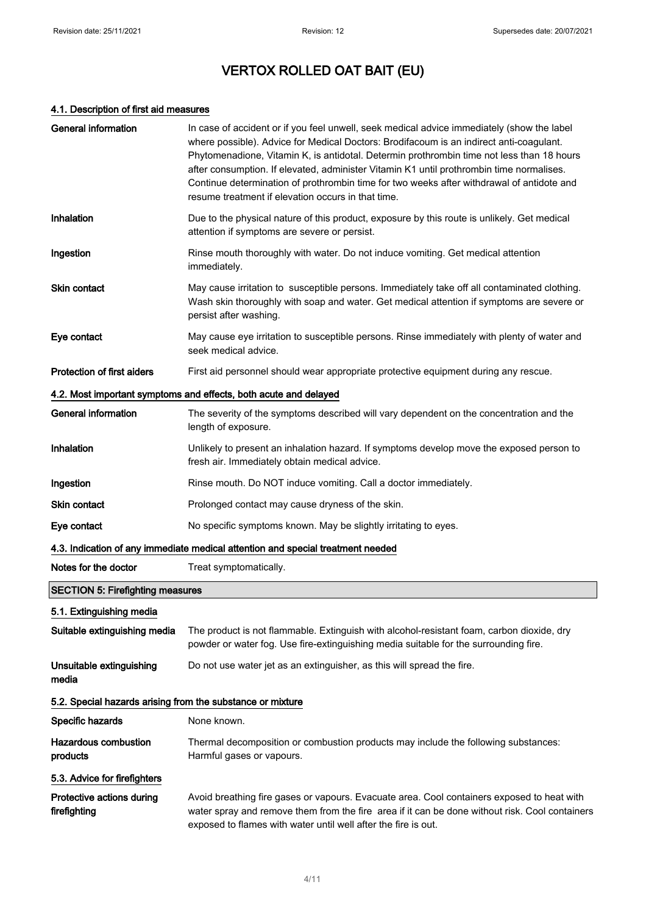# VERTOX ROLLED OAT BAIT (EU)

### 4.1. Description of first aid measures

**General information** In case of accident or if you feel unwell, seek medical advice immediately (show the label where possible). Advice for Medical Doctors: Brodifacoum is an indirect anti-coagulant. Phytomenadione, Vitamin K, is antidotal. Determin prothrombin time not less than 18 hours after consumption. If elevated, administer Vitamin K1 until prothrombin time normalises. Continue determination of prothrombin time for two weeks after withdrawal of antidote and resume treatment if elevation occurs in that time.

**Inhalation** Due to the physical nature of this product, exposure by this route is unlikely. Get medical attention if symptoms are severe or persist.

**Ingestion** Rinse mouth thoroughly with water. Do not induce vomiting. Get medical attention immediately.

**Skin contact** May cause irritation to susceptible persons. Immediately take off all contaminated clothing. Wash skin thoroughly with soap and water. Get medical attention if symptoms are severe or persist after washing.

**Eye contact** May cause eye irritation to susceptible persons. Rinse immediately with plenty of water and seek medical advice.

**Protection of first aiders** First aid personnel should wear appropriate protective equipment during any rescue.

### 4.2. Most important symptoms and effects, both acute and delayed

**General information** The severity of the symptoms described will vary dependent on the concentration and the length of exposure.

**Inhalation** Unlikely to present an inhalation hazard. If symptoms develop move the exposed person to fresh air. Immediately obtain medical advice.

**Ingestion** Rinse mouth. Do NOT induce vomiting. Call a doctor immediately.

**Skin contact** Prolonged contact may cause dryness of the skin.

**Eye contact** No specific symptoms known. May be slightly irritating to eyes.

### 4.3. Indication of any immediate medical attention and special treatment needed

**Notes for the doctor** Treat symptomatically.

## SECTION 5: Firefighting measures

### 5.1. Extinguishing media

**Suitable extinguishing media** The product is not flammable. Extinguish with alcohol-resistant foam, carbon dioxide, dry powder or water fog. Use fire-extinguishing media suitable for the surrounding fire.

**Unsuitable extinguishing media** Do not use water jet as an extinguisher, as this will spread the fire.

### 5.2. Special hazards arising from the substance or mixture

**Specific hazards** None known.

**Hazardous combustion products** Thermal decomposition or combustion products may include the following substances: Harmful gases or vapours.

### 5.3. Advice for firefighters

**Protective actions during firefighting** Avoid breathing fire gases or vapours. Evacuate area. Cool containers exposed to heat with water spray and remove them from the fire area if it can be done without risk. Cool containers exposed to flames with water until well after the fire is out.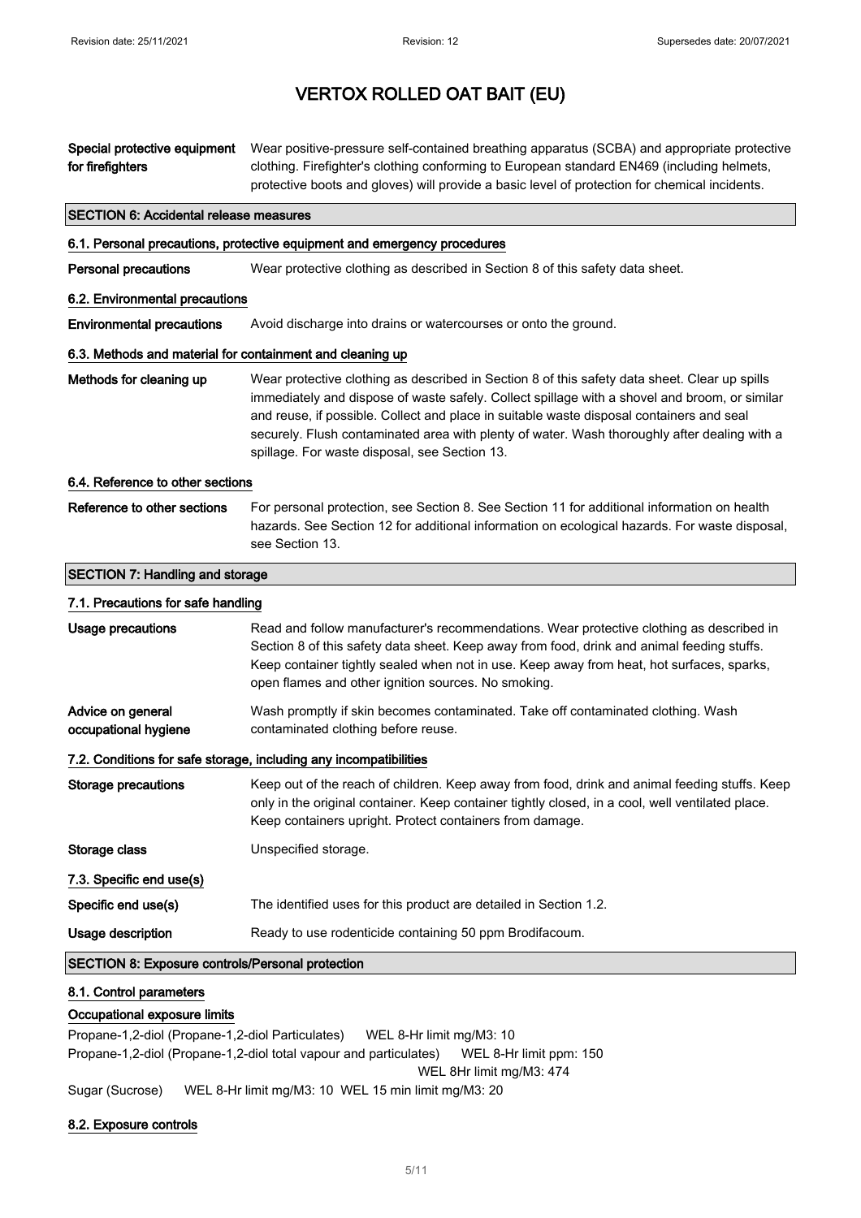# VERTOX ROLLED OAT BAIT (EU)

| | |
|---|---|
| **Special protective equipment for firefighters** | Wear positive-pressure self-contained breathing apparatus (SCBA) and appropriate protective clothing. Firefighter's clothing conforming to European standard EN469 (including helmets, protective boots and gloves) will provide a basic level of protection for chemical incidents. |

## SECTION 6: Accidental release measures

### 6.1. Personal precautions, protective equipment and emergency procedures

| | |
|---|---|
| **Personal precautions** | Wear protective clothing as described in Section 8 of this safety data sheet. |

### 6.2. Environmental precautions

| | |
|---|---|
| **Environmental precautions** | Avoid discharge into drains or watercourses or onto the ground. |

### 6.3. Methods and material for containment and cleaning up

| | |
|---|---|
| **Methods for cleaning up** | Wear protective clothing as described in Section 8 of this safety data sheet. Clear up spills immediately and dispose of waste safely. Collect spillage with a shovel and broom, or similar and reuse, if possible. Collect and place in suitable waste disposal containers and seal securely. Flush contaminated area with plenty of water. Wash thoroughly after dealing with a spillage. For waste disposal, see Section 13. |

### 6.4. Reference to other sections

| | |
|---|---|
| **Reference to other sections** | For personal protection, see Section 8. See Section 11 for additional information on health hazards. See Section 12 for additional information on ecological hazards. For waste disposal, see Section 13. |

## SECTION 7: Handling and storage

### 7.1. Precautions for safe handling

| | |
|---|---|
| **Usage precautions** | Read and follow manufacturer's recommendations. Wear protective clothing as described in Section 8 of this safety data sheet. Keep away from food, drink and animal feeding stuffs. Keep container tightly sealed when not in use. Keep away from heat, hot surfaces, sparks, open flames and other ignition sources. No smoking. |
| **Advice on general occupational hygiene** | Wash promptly if skin becomes contaminated. Take off contaminated clothing. Wash contaminated clothing before reuse. |

### 7.2. Conditions for safe storage, including any incompatibilities

| | |
|---|---|
| **Storage precautions** | Keep out of the reach of children. Keep away from food, drink and animal feeding stuffs. Keep only in the original container. Keep container tightly closed, in a cool, well ventilated place. Keep containers upright. Protect containers from damage. |
| **Storage class** | Unspecified storage. |

### 7.3. Specific end use(s)

| | |
|---|---|
| **Specific end use(s)** | The identified uses for this product are detailed in Section 1.2. |
| **Usage description** | Ready to use rodenticide containing 50 ppm Brodifacoum. |

## SECTION 8: Exposure controls/Personal protection

### 8.1. Control parameters

**Occupational exposure limits**

Propane-1,2-diol (Propane-1,2-diol Particulates) WEL 8-Hr limit mg/M3: 10

Propane-1,2-diol (Propane-1,2-diol total vapour and particulates) WEL 8-Hr limit ppm: 150
WEL 8Hr limit mg/M3: 474

Sugar (Sucrose) WEL 8-Hr limit mg/M3: 10 WEL 15 min limit mg/M3: 20

### 8.2. Exposure controls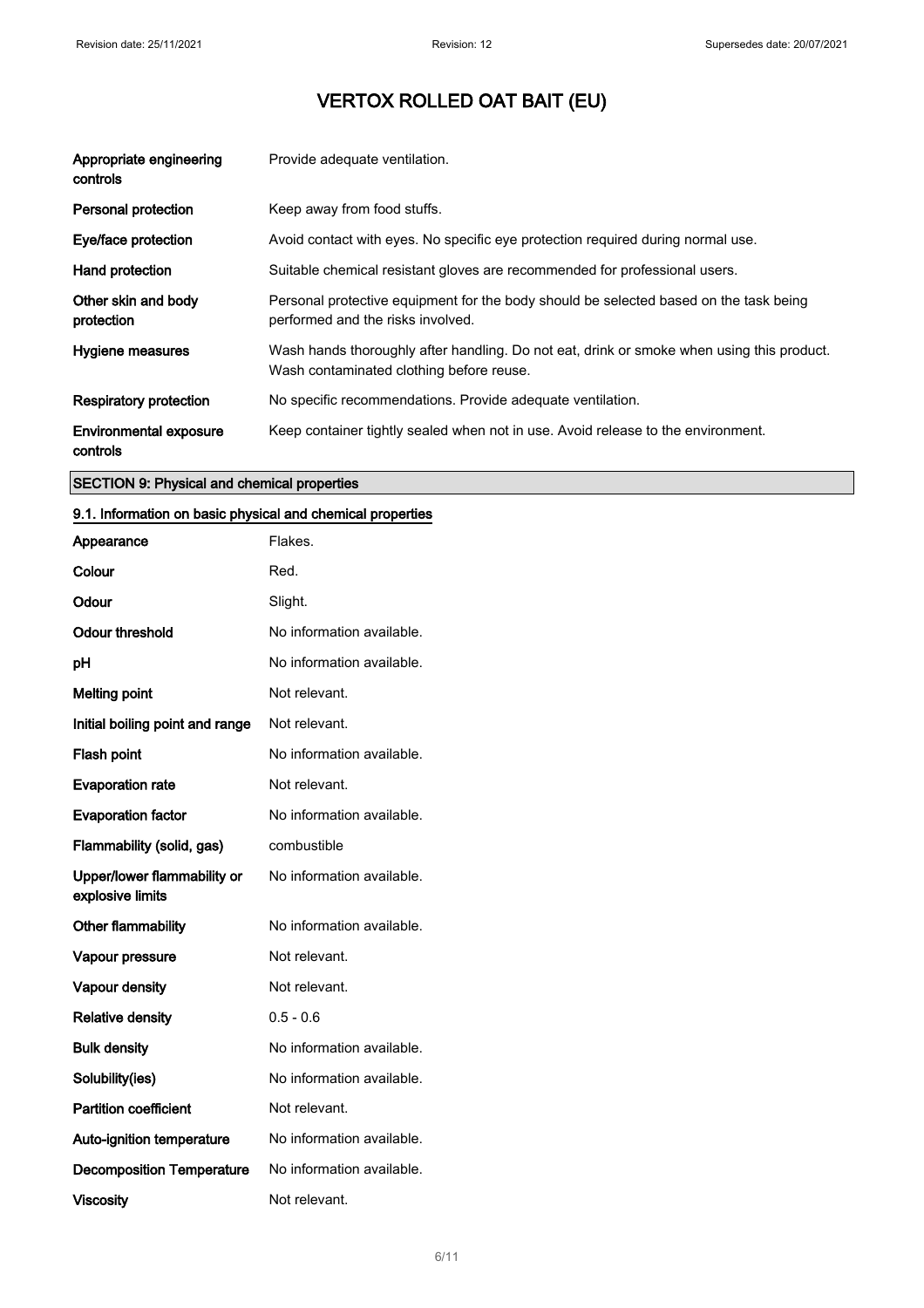| | |
|---|---|
| Appropriate engineering controls | Provide adequate ventilation. |
| Personal protection | Keep away from food stuffs. |
| Eye/face protection | Avoid contact with eyes. No specific eye protection required during normal use. |
| Hand protection | Suitable chemical resistant gloves are recommended for professional users. |
| Other skin and body protection | Personal protective equipment for the body should be selected based on the task being performed and the risks involved. |
| Hygiene measures | Wash hands thoroughly after handling. Do not eat, drink or smoke when using this product. Wash contaminated clothing before reuse. |
| Respiratory protection | No specific recommendations. Provide adequate ventilation. |
| Environmental exposure controls | Keep container tightly sealed when not in use. Avoid release to the environment. |

## SECTION 9: Physical and chemical properties

### 9.1. Information on basic physical and chemical properties

| | |
|---|---|
| Appearance | Flakes. |
| Colour | Red. |
| Odour | Slight. |
| Odour threshold | No information available. |
| pH | No information available. |
| Melting point | Not relevant. |
| Initial boiling point and range | Not relevant. |
| Flash point | No information available. |
| Evaporation rate | Not relevant. |
| Evaporation factor | No information available. |
| Flammability (solid, gas) | combustible |
| Upper/lower flammability or explosive limits | No information available. |
| Other flammability | No information available. |
| Vapour pressure | Not relevant. |
| Vapour density | Not relevant. |
| Relative density | 0.5 - 0.6 |
| Bulk density | No information available. |
| Solubility(ies) | No information available. |
| Partition coefficient | Not relevant. |
| Auto-ignition temperature | No information available. |
| Decomposition Temperature | No information available. |
| Viscosity | Not relevant. |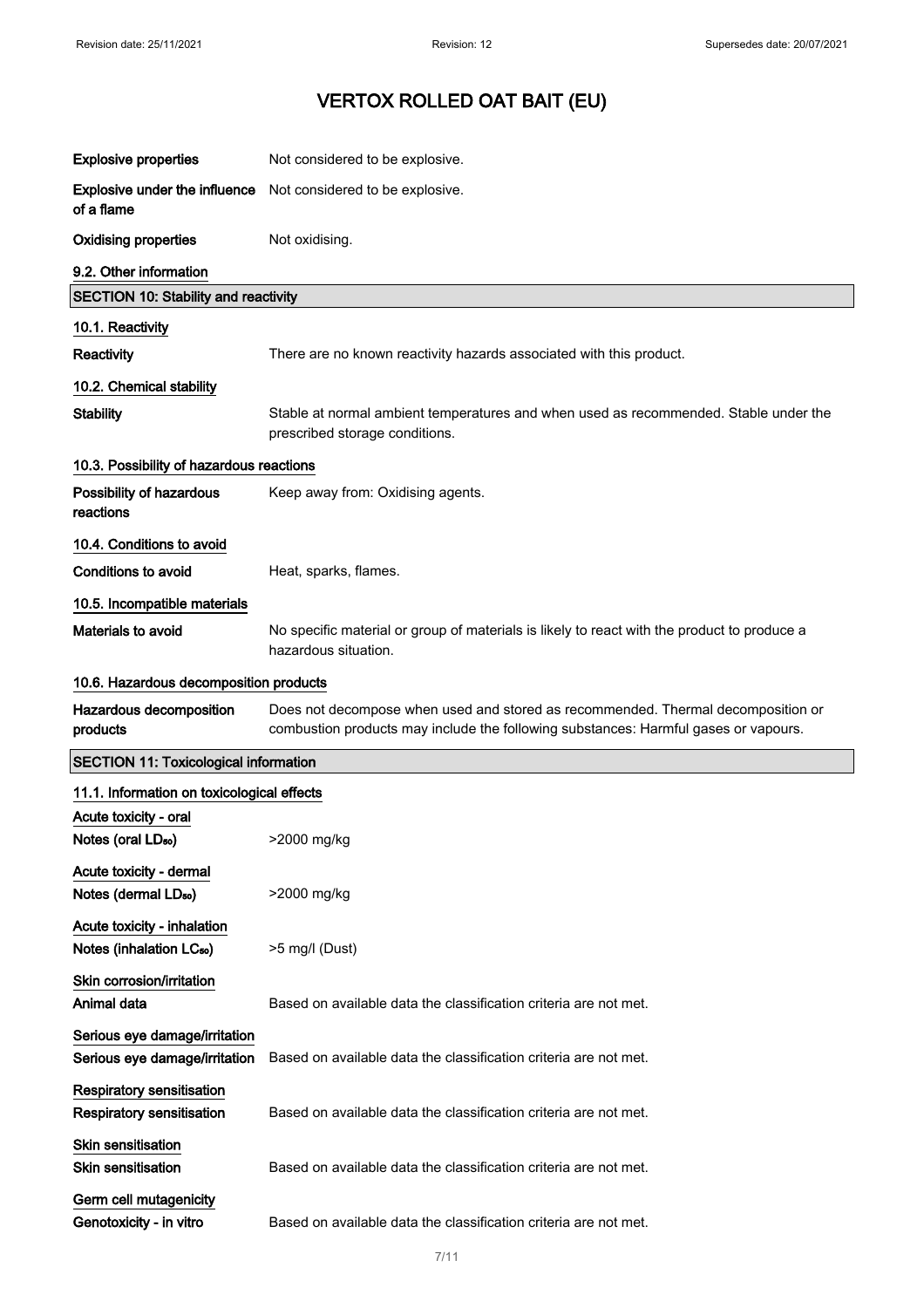| | |
|---|---|
| **Explosive properties** | Not considered to be explosive. |
| **Explosive under the influence of a flame** | Not considered to be explosive. |
| **Oxidising properties** | Not oxidising. |

**9.2. Other information**

## SECTION 10: Stability and reactivity

**10.1. Reactivity**

| | |
|---|---|
| **Reactivity** | There are no known reactivity hazards associated with this product. |

**10.2. Chemical stability**

| | |
|---|---|
| **Stability** | Stable at normal ambient temperatures and when used as recommended. Stable under the prescribed storage conditions. |

**10.3. Possibility of hazardous reactions**

| | |
|---|---|
| **Possibility of hazardous reactions** | Keep away from: Oxidising agents. |

**10.4. Conditions to avoid**

| | |
|---|---|
| **Conditions to avoid** | Heat, sparks, flames. |

**10.5. Incompatible materials**

| | |
|---|---|
| **Materials to avoid** | No specific material or group of materials is likely to react with the product to produce a hazardous situation. |

**10.6. Hazardous decomposition products**

| | |
|---|---|
| **Hazardous decomposition products** | Does not decompose when used and stored as recommended. Thermal decomposition or combustion products may include the following substances: Harmful gases or vapours. |

## SECTION 11: Toxicological information

**11.1. Information on toxicological effects**

**Acute toxicity - oral**

| | |
|---|---|
| **Notes (oral $LD_{50}$)** | >2000 mg/kg |

**Acute toxicity - dermal**

| | |
|---|---|
| **Notes (dermal $LD_{50}$)** | >2000 mg/kg |

**Acute toxicity - inhalation**

| | |
|---|---|
| **Notes (inhalation $LC_{50}$)** | >5 mg/l (Dust) |

**Skin corrosion/irritation**

| | |
|---|---|
| **Animal data** | Based on available data the classification criteria are not met. |

**Serious eye damage/irritation**

| | |
|---|---|
| **Serious eye damage/irritation** | Based on available data the classification criteria are not met. |

**Respiratory sensitisation**

| | |
|---|---|
| **Respiratory sensitisation** | Based on available data the classification criteria are not met. |

**Skin sensitisation**

| | |
|---|---|
| **Skin sensitisation** | Based on available data the classification criteria are not met. |

**Germ cell mutagenicity**

| | |
|---|---|
| **Genotoxicity - in vitro** | Based on available data the classification criteria are not met. |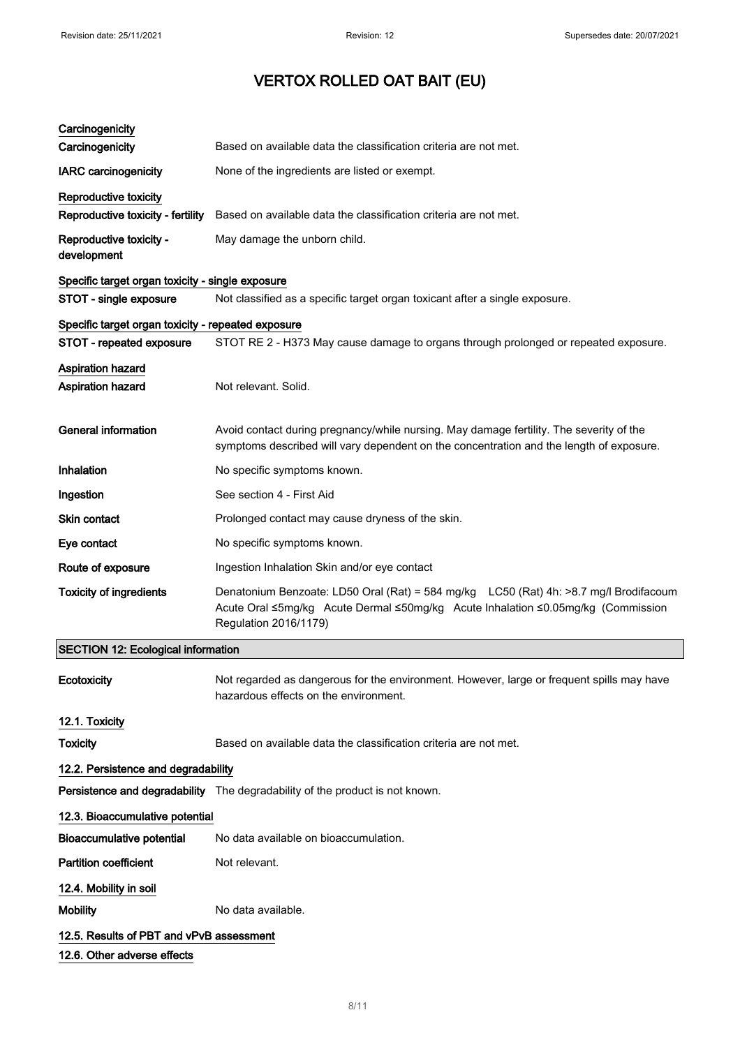# VERTOX ROLLED OAT BAIT (EU)

**Carcinogenicity**

| | |
|---|---|
| **Carcinogenicity** | Based on available data the classification criteria are not met. |
| **IARC carcinogenicity** | None of the ingredients are listed or exempt. |

**Reproductive toxicity**

| | |
|---|---|
| **Reproductive toxicity - fertility** | Based on available data the classification criteria are not met. |
| **Reproductive toxicity - development** | May damage the unborn child. |

**Specific target organ toxicity - single exposure**

| | |
|---|---|
| **STOT - single exposure** | Not classified as a specific target organ toxicant after a single exposure. |

**Specific target organ toxicity - repeated exposure**

| | |
|---|---|
| **STOT - repeated exposure** | STOT RE 2 - H373 May cause damage to organs through prolonged or repeated exposure. |

**Aspiration hazard**

| | |
|---|---|
| **Aspiration hazard** | Not relevant. Solid. |
| **General information** | Avoid contact during pregnancy/while nursing. May damage fertility. The severity of the symptoms described will vary dependent on the concentration and the length of exposure. |
| **Inhalation** | No specific symptoms known. |
| **Ingestion** | See section 4 - First Aid |
| **Skin contact** | Prolonged contact may cause dryness of the skin. |
| **Eye contact** | No specific symptoms known. |
| **Route of exposure** | Ingestion Inhalation Skin and/or eye contact |
| **Toxicity of ingredients** | Denatonium Benzoate: LD50 Oral (Rat) = 584 mg/kg LC50 (Rat) 4h: >8.7 mg/l Brodifacoum Acute Oral ≤5mg/kg Acute Dermal ≤50mg/kg Acute Inhalation ≤0.05mg/kg (Commission Regulation 2016/1179) |

## SECTION 12: Ecological information

| | |
|---|---|
| **Ecotoxicity** | Not regarded as dangerous for the environment. However, large or frequent spills may have hazardous effects on the environment. |

**12.1. Toxicity**

| | |
|---|---|
| **Toxicity** | Based on available data the classification criteria are not met. |

**12.2. Persistence and degradability**

| | |
|---|---|
| **Persistence and degradability** | The degradability of the product is not known. |

**12.3. Bioaccumulative potential**

| | |
|---|---|
| **Bioaccumulative potential** | No data available on bioaccumulation. |
| **Partition coefficient** | Not relevant. |

**12.4. Mobility in soil**

| | |
|---|---|
| **Mobility** | No data available. |

**12.5. Results of PBT and vPvB assessment**

**12.6. Other adverse effects**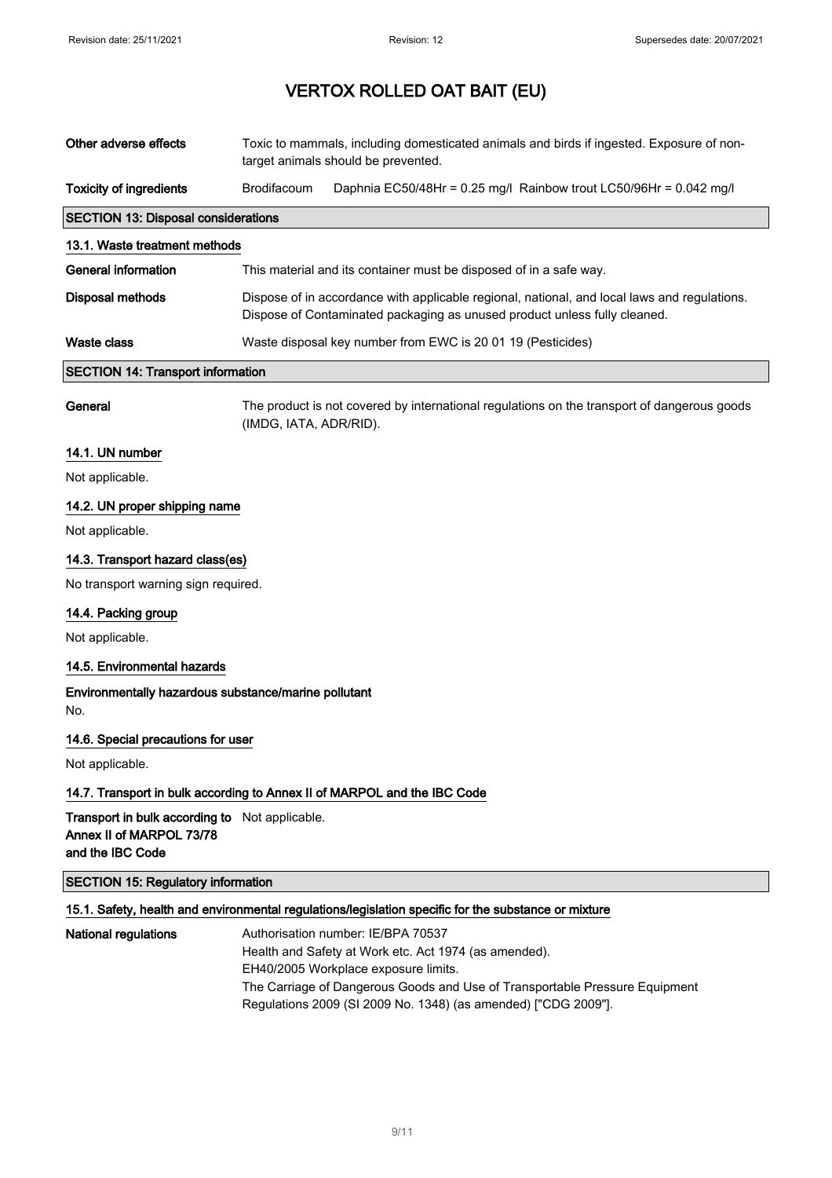# VERTOX ROLLED OAT BAIT (EU)

**Other adverse effects** Toxic to mammals, including domesticated animals and birds if ingested. Exposure of non-target animals should be prevented.

**Toxicity of ingredients** Brodifacoum Daphnia EC50/48Hr = 0.25 mg/l Rainbow trout LC50/96Hr = 0.042 mg/l

## SECTION 13: Disposal considerations

### 13.1. Waste treatment methods

**General information** This material and its container must be disposed of in a safe way.

**Disposal methods** Dispose of in accordance with applicable regional, national, and local laws and regulations. Dispose of Contaminated packaging as unused product unless fully cleaned.

**Waste class** Waste disposal key number from EWC is 20 01 19 (Pesticides)

## SECTION 14: Transport information

**General** The product is not covered by international regulations on the transport of dangerous goods (IMDG, IATA, ADR/RID).

### 14.1. UN number

Not applicable.

### 14.2. UN proper shipping name

Not applicable.

### 14.3. Transport hazard class(es)

No transport warning sign required.

### 14.4. Packing group

Not applicable.

### 14.5. Environmental hazards

**Environmentally hazardous substance/marine pollutant**

No.

### 14.6. Special precautions for user

Not applicable.

### 14.7. Transport in bulk according to Annex II of MARPOL and the IBC Code

**Transport in bulk according to Annex II of MARPOL 73/78 and the IBC Code** Not applicable.

## SECTION 15: Regulatory information

### 15.1. Safety, health and environmental regulations/legislation specific for the substance or mixture

**National regulations** Authorisation number: IE/BPA 70537
Health and Safety at Work etc. Act 1974 (as amended).
EH40/2005 Workplace exposure limits.
The Carriage of Dangerous Goods and Use of Transportable Pressure Equipment Regulations 2009 (SI 2009 No. 1348) (as amended) ["CDG 2009"].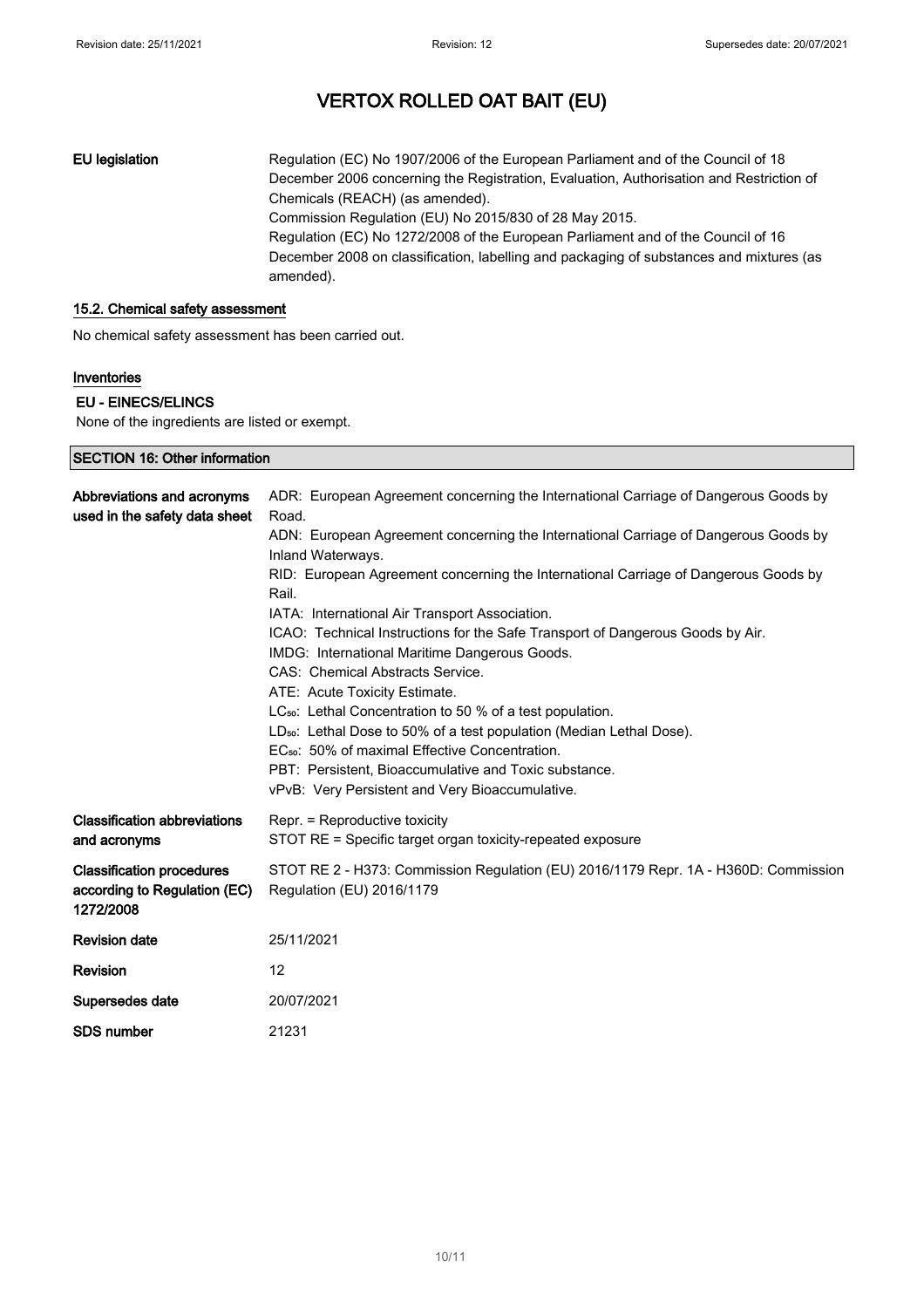| | |
|---|---|
| **EU legislation** | Regulation (EC) No 1907/2006 of the European Parliament and of the Council of 18 December 2006 concerning the Registration, Evaluation, Authorisation and Restriction of Chemicals (REACH) (as amended). Commission Regulation (EU) No 2015/830 of 28 May 2015. Regulation (EC) No 1272/2008 of the European Parliament and of the Council of 16 December 2008 on classification, labelling and packaging of substances and mixtures (as amended). |

### 15.2. Chemical safety assessment

No chemical safety assessment has been carried out.

#### Inventories

**EU - EINECS/ELINCS**

None of the ingredients are listed or exempt.

## SECTION 16: Other information

| | |
|---|---|
| **Abbreviations and acronyms used in the safety data sheet** | ADR: European Agreement concerning the International Carriage of Dangerous Goods by Road.<br>ADN: European Agreement concerning the International Carriage of Dangerous Goods by Inland Waterways.<br>RID: European Agreement concerning the International Carriage of Dangerous Goods by Rail.<br>IATA: International Air Transport Association.<br>ICAO: Technical Instructions for the Safe Transport of Dangerous Goods by Air.<br>IMDG: International Maritime Dangerous Goods.<br>CAS: Chemical Abstracts Service.<br>ATE: Acute Toxicity Estimate.<br>$LC_{50}$: Lethal Concentration to 50 % of a test population.<br>$LD_{50}$: Lethal Dose to 50% of a test population (Median Lethal Dose).<br>$EC_{50}$: 50% of maximal Effective Concentration.<br>PBT: Persistent, Bioaccumulative and Toxic substance.<br>vPvB: Very Persistent and Very Bioaccumulative. |
| **Classification abbreviations and acronyms** | Repr. = Reproductive toxicity<br>STOT RE = Specific target organ toxicity-repeated exposure |
| **Classification procedures according to Regulation (EC) 1272/2008** | STOT RE 2 - H373: Commission Regulation (EU) 2016/1179 Repr. 1A - H360D: Commission Regulation (EU) 2016/1179 |
| **Revision date** | 25/11/2021 |
| **Revision** | 12 |
| **Supersedes date** | 20/07/2021 |
| **SDS number** | 21231 |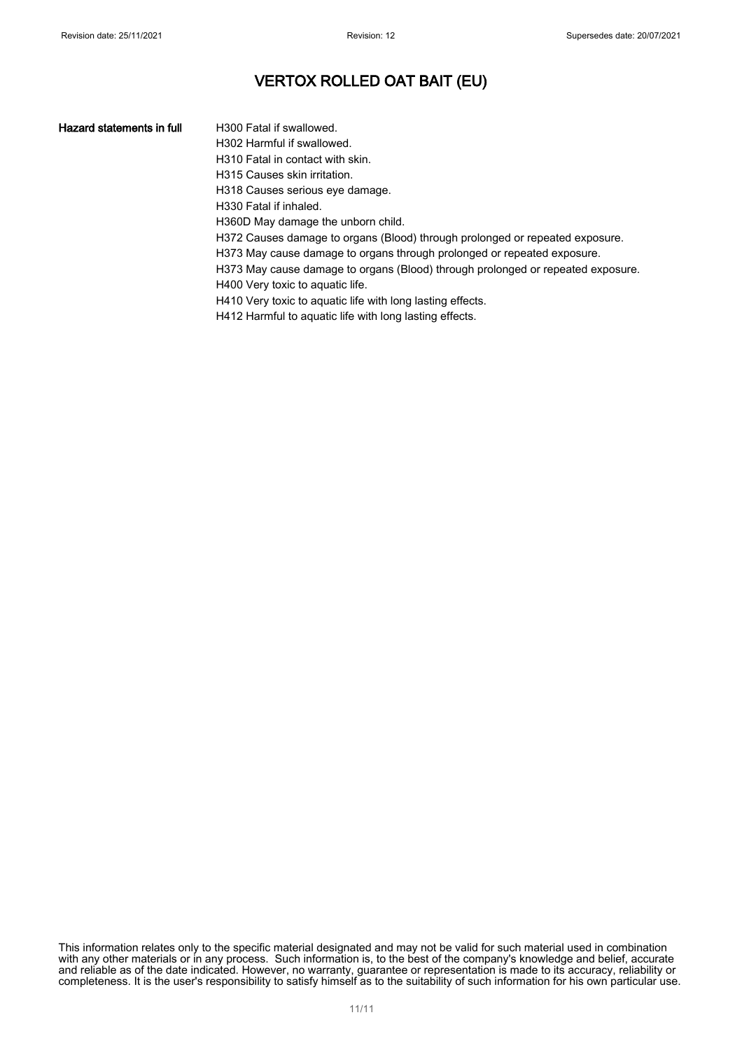**Hazard statements in full**

H300 Fatal if swallowed.
H302 Harmful if swallowed.
H310 Fatal in contact with skin.
H315 Causes skin irritation.
H318 Causes serious eye damage.
H330 Fatal if inhaled.
H360D May damage the unborn child.
H372 Causes damage to organs (Blood) through prolonged or repeated exposure.
H373 May cause damage to organs through prolonged or repeated exposure.
H373 May cause damage to organs (Blood) through prolonged or repeated exposure.
H400 Very toxic to aquatic life.
H410 Very toxic to aquatic life with long lasting effects.
H412 Harmful to aquatic life with long lasting effects.

This information relates only to the specific material designated and may not be valid for such material used in combination with any other materials or in any process. Such information is, to the best of the company's knowledge and belief, accurate and reliable as of the date indicated. However, no warranty, guarantee or representation is made to its accuracy, reliability or completeness. It is the user's responsibility to satisfy himself as to the suitability of such information for his own particular use.